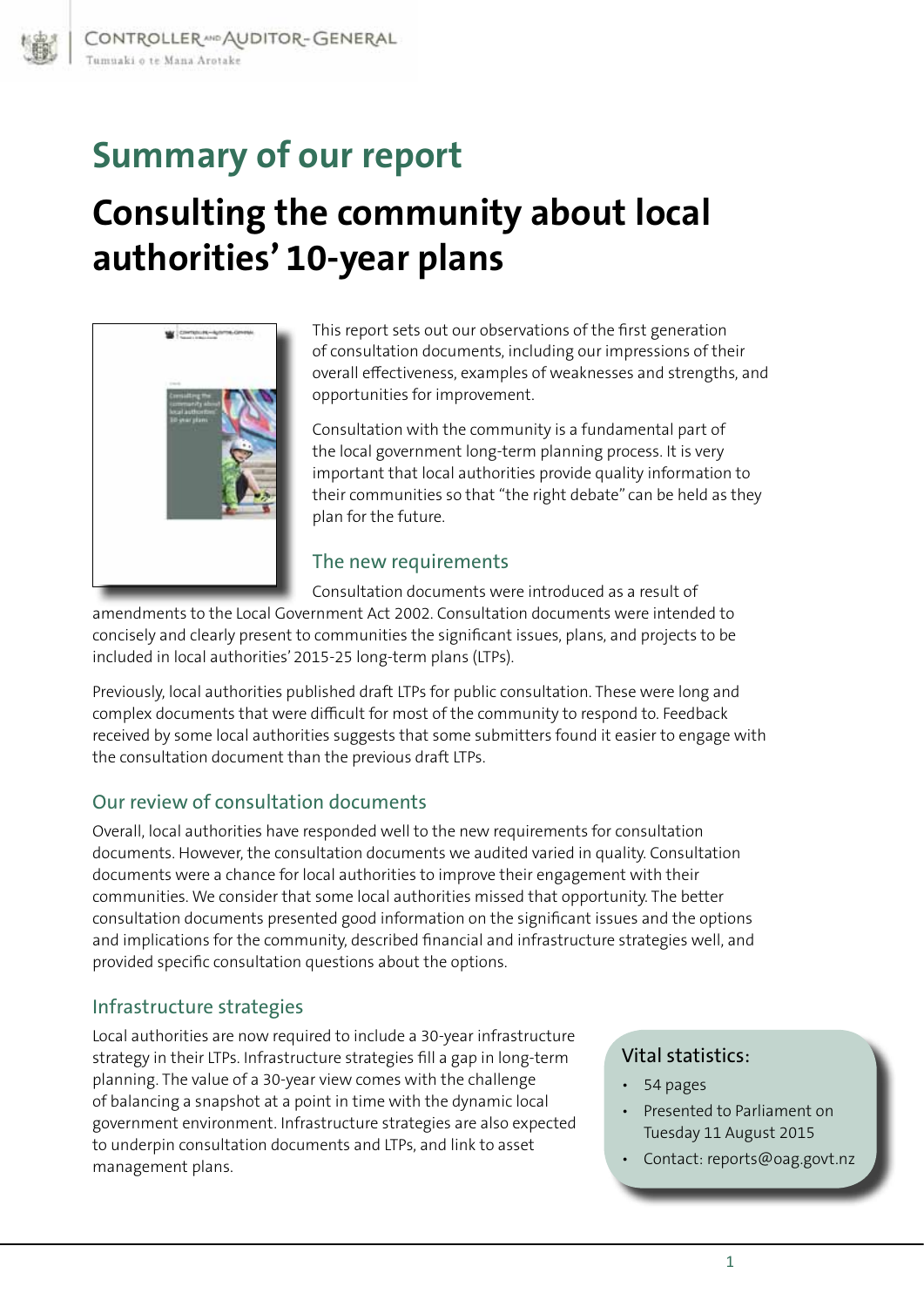# Summary of our report

# Consulting the community about local authorities' 10-year plans

This report sets out our observations of the first generation of consultation documents, including our impressions of their overall effectiveness, examples of weaknesses and strengths, and opportunities for improvement.

Consultation with the community is a fundamental part of the local government long-term planning process. It is very important that local authorities provide quality information to their communities so that "the right debate" can be held as they plan for the future.

## The new requirements

Consultation documents were introduced as a result of amendments to the Local Government Act 2002. Consultation documents were intended to concisely and clearly present to communities the significant issues, plans, and projects to be included in local authorities' 2015-25 long-term plans (LTPs).

Previously, local authorities published draft LTPs for public consultation. These were long and complex documents that were difficult for most of the community to respond to. Feedback received by some local authorities suggests that some submitters found it easier to engage with the consultation document than the previous draft LTPs.

## Our review of consultation documents

Overall, local authorities have responded well to the new requirements for consultation documents. However, the consultation documents we audited varied in quality. Consultation documents were a chance for local authorities to improve their engagement with their communities. We consider that some local authorities missed that opportunity. The better consultation documents presented good information on the significant issues and the options and implications for the community, described financial and infrastructure strategies well, and provided specific consultation questions about the options.

## Infrastructure strategies

Local authorities are now required to include a 30-year infrastructure strategy in their LTPs. Infrastructure strategies fill a gap in long-term planning. The value of a 30-year view comes with the challenge of balancing a snapshot at a point in time with the dynamic local government environment. Infrastructure strategies are also expected to underpin consultation documents and LTPs, and link to asset management plans.

### Vital statistics:

- 54 pages
- Presented to Parliament on Tuesday 11 August 2015
- Contact: reports@oag.govt.nz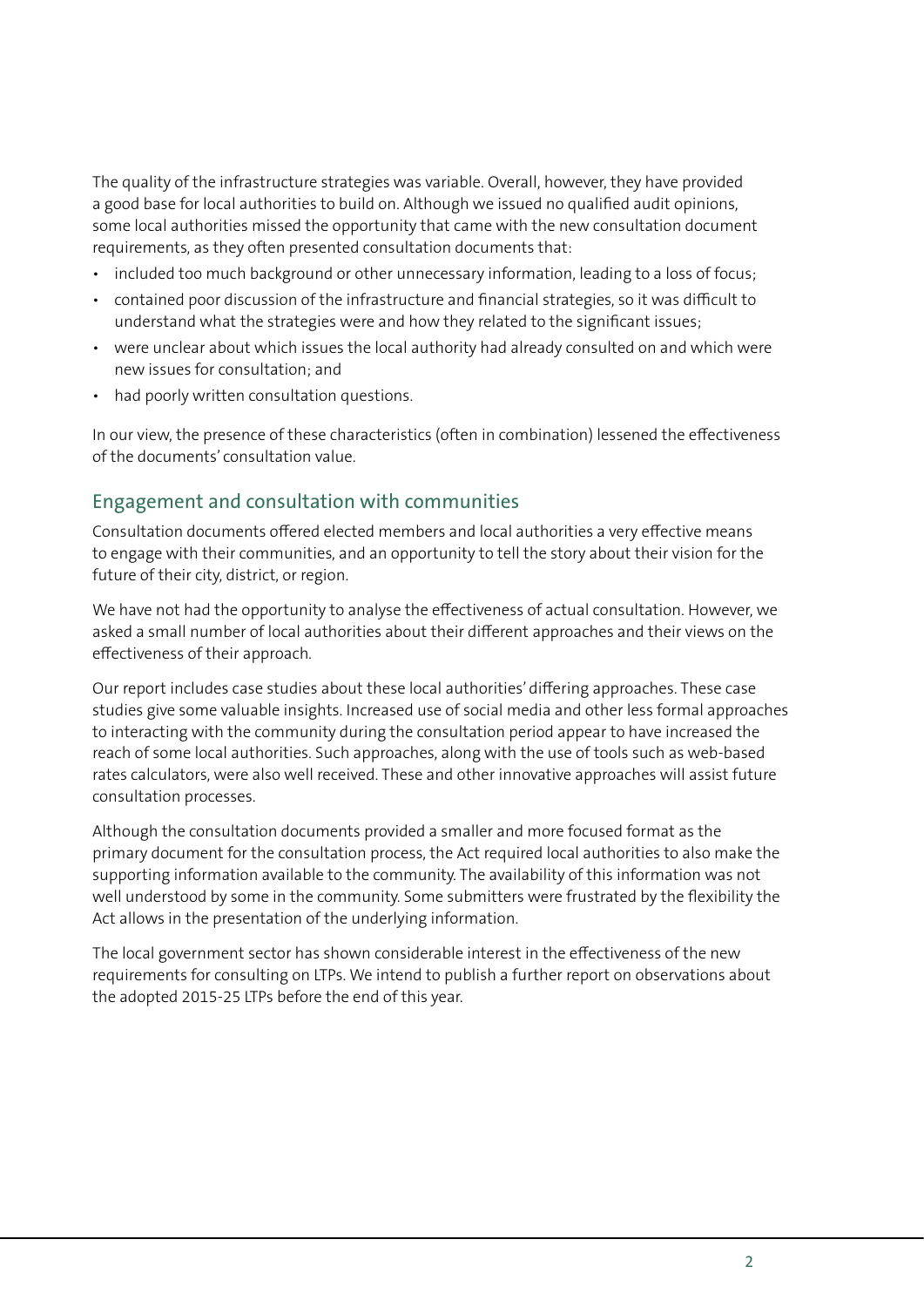The quality of the infrastructure strategies was variable. Overall, however, they have provided a good base for local authorities to build on. Although we issued no qualified audit opinions, some local authorities missed the opportunity that came with the new consultation document requirements, as they often presented consultation documents that:

- included too much background or other unnecessary information, leading to a loss of focus;
- contained poor discussion of the infrastructure and financial strategies, so it was difficult to understand what the strategies were and how they related to the significant issues;
- were unclear about which issues the local authority had already consulted on and which were new issues for consultation; and
- had poorly written consultation questions.

In our view, the presence of these characteristics (often in combination) lessened the effectiveness of the documents' consultation value.

## Engagement and consultation with communities

Consultation documents offered elected members and local authorities a very effective means to engage with their communities, and an opportunity to tell the story about their vision for the future of their city, district, or region.

We have not had the opportunity to analyse the effectiveness of actual consultation. However, we asked a small number of local authorities about their different approaches and their views on the effectiveness of their approach.

Our report includes case studies about these local authorities' differing approaches. These case studies give some valuable insights. Increased use of social media and other less formal approaches to interacting with the community during the consultation period appear to have increased the reach of some local authorities. Such approaches, along with the use of tools such as web-based rates calculators, were also well received. These and other innovative approaches will assist future consultation processes.

Although the consultation documents provided a smaller and more focused format as the primary document for the consultation process, the Act required local authorities to also make the supporting information available to the community. The availability of this information was not well understood by some in the community. Some submitters were frustrated by the flexibility the Act allows in the presentation of the underlying information.

The local government sector has shown considerable interest in the effectiveness of the new requirements for consulting on LTPs. We intend to publish a further report on observations about the adopted 2015-25 LTPs before the end of this year.